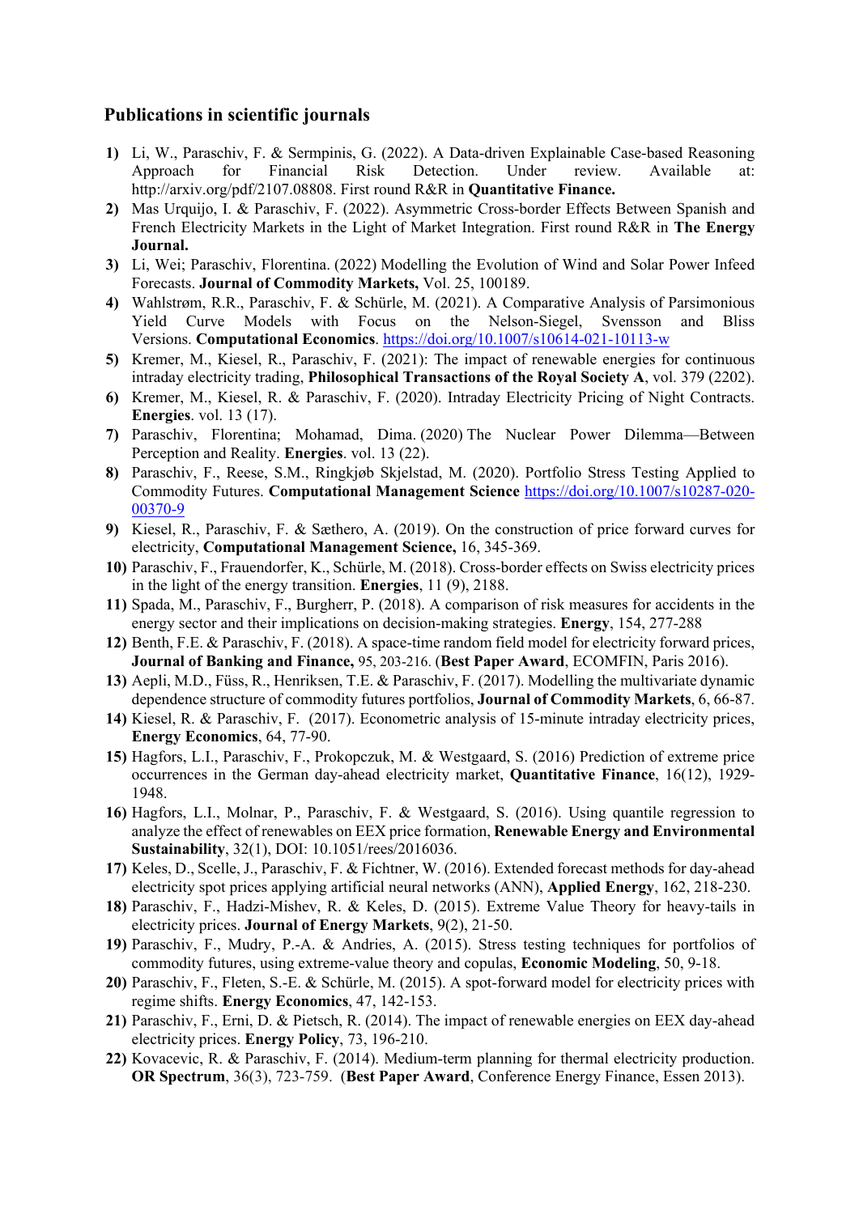### Publications in scientific journals

**1)** Li, W., Paraschiv, F. & Sermpinis, G. (2022). A Data-driven Explainable Case-based Reasoning Approach for Financial Risk Detection. Under review. Available at: http://arxiv.org/pdf/2107.08808. First round R&R in **Quantitative Finance.**

**2)** Mas Urquijo, I. & Paraschiv, F. (2022). Asymmetric Cross-border Effects Between Spanish and French Electricity Markets in the Light of Market Integration. First round R&R in **The Energy Journal.**

**3)** Li, Wei; Paraschiv, Florentina. (2022) Modelling the Evolution of Wind and Solar Power Infeed Forecasts. **Journal of Commodity Markets,** Vol. 25, 100189.

**4)** Wahlstrøm, R.R., Paraschiv, F. & Schürle, M. (2021). A Comparative Analysis of Parsimonious Yield Curve Models with Focus on the Nelson-Siegel, Svensson and Bliss Versions. **Computational Economics**. https://doi.org/10.1007/s10614-021-10113-w

**5)** Kremer, M., Kiesel, R., Paraschiv, F. (2021): The impact of renewable energies for continuous intraday electricity trading, **Philosophical Transactions of the Royal Society A**, vol. 379 (2202).

**6)** Kremer, M., Kiesel, R. & Paraschiv, F. (2020). Intraday Electricity Pricing of Night Contracts. **Energies**. vol. 13 (17).

**7)** Paraschiv, Florentina; Mohamad, Dima. (2020) The Nuclear Power Dilemma—Between Perception and Reality. **Energies**. vol. 13 (22).

**8)** Paraschiv, F., Reese, S.M., Ringkjøb Skjelstad, M. (2020). Portfolio Stress Testing Applied to Commodity Futures. **Computational Management Science** https://doi.org/10.1007/s10287-020-00370-9

**9)** Kiesel, R., Paraschiv, F. & Sæthero, A. (2019). On the construction of price forward curves for electricity, **Computational Management Science,** 16, 345-369.

**10)** Paraschiv, F., Frauendorfer, K., Schürle, M. (2018). Cross-border effects on Swiss electricity prices in the light of the energy transition. **Energies**, 11 (9), 2188.

**11)** Spada, M., Paraschiv, F., Burgherr, P. (2018). A comparison of risk measures for accidents in the energy sector and their implications on decision-making strategies. **Energy**, 154, 277-288

**12)** Benth, F.E. & Paraschiv, F. (2018). A space-time random field model for electricity forward prices, **Journal of Banking and Finance,** 95, 203-216. (**Best Paper Award**, ECOMFIN, Paris 2016).

**13)** Aepli, M.D., Füss, R., Henriksen, T.E. & Paraschiv, F. (2017). Modelling the multivariate dynamic dependence structure of commodity futures portfolios, **Journal of Commodity Markets**, 6, 66-87.

**14)** Kiesel, R. & Paraschiv, F. (2017). Econometric analysis of 15-minute intraday electricity prices, **Energy Economics**, 64, 77-90.

**15)** Hagfors, L.I., Paraschiv, F., Prokopczuk, M. & Westgaard, S. (2016) Prediction of extreme price occurrences in the German day-ahead electricity market, **Quantitative Finance**, 16(12), 1929-1948.

**16)** Hagfors, L.I., Molnar, P., Paraschiv, F. & Westgaard, S. (2016). Using quantile regression to analyze the effect of renewables on EEX price formation, **Renewable Energy and Environmental Sustainability**, 32(1), DOI: 10.1051/rees/2016036.

**17)** Keles, D., Scelle, J., Paraschiv, F. & Fichtner, W. (2016). Extended forecast methods for day-ahead electricity spot prices applying artificial neural networks (ANN), **Applied Energy**, 162, 218-230.

**18)** Paraschiv, F., Hadzi-Mishev, R. & Keles, D. (2015). Extreme Value Theory for heavy-tails in electricity prices. **Journal of Energy Markets**, 9(2), 21-50.

**19)** Paraschiv, F., Mudry, P.-A. & Andries, A. (2015). Stress testing techniques for portfolios of commodity futures, using extreme-value theory and copulas, **Economic Modeling**, 50, 9-18.

**20)** Paraschiv, F., Fleten, S.-E. & Schürle, M. (2015). A spot-forward model for electricity prices with regime shifts. **Energy Economics**, 47, 142-153.

**21)** Paraschiv, F., Erni, D. & Pietsch, R. (2014). The impact of renewable energies on EEX day-ahead electricity prices. **Energy Policy**, 73, 196-210.

**22)** Kovacevic, R. & Paraschiv, F. (2014). Medium-term planning for thermal electricity production. **OR Spectrum**, 36(3), 723-759. (**Best Paper Award**, Conference Energy Finance, Essen 2013).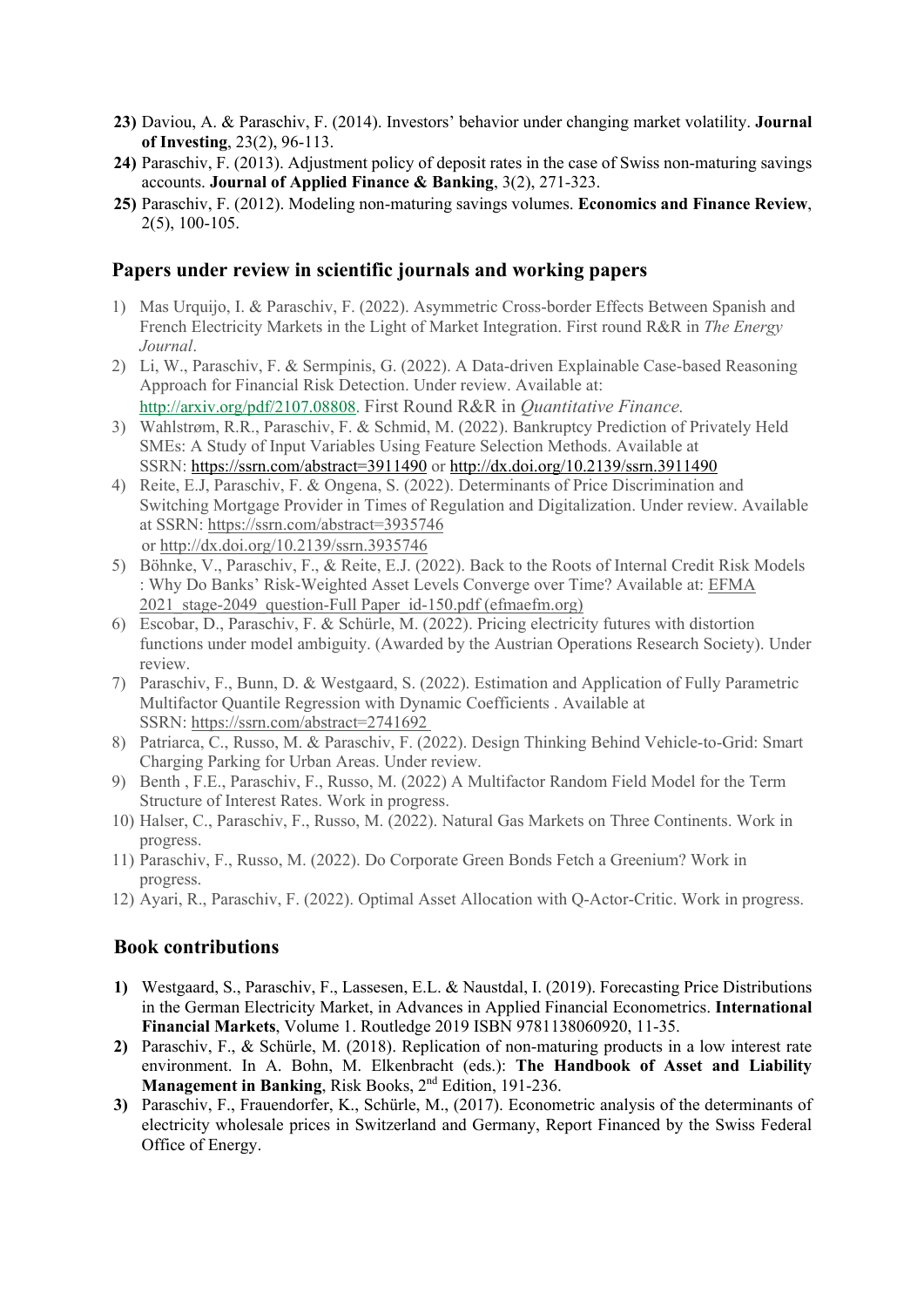23) Daviou, A. & Paraschiv, F. (2014). Investors' behavior under changing market volatility. **Journal of Investing**, 23(2), 96-113.

24) Paraschiv, F. (2013). Adjustment policy of deposit rates in the case of Swiss non-maturing savings accounts. **Journal of Applied Finance & Banking**, 3(2), 271-323.

25) Paraschiv, F. (2012). Modeling non-maturing savings volumes. **Economics and Finance Review**, 2(5), 100-105.

## Papers under review in scientific journals and working papers

1) Mas Urquijo, I. & Paraschiv, F. (2022). Asymmetric Cross-border Effects Between Spanish and French Electricity Markets in the Light of Market Integration. First round R&R in *The Energy Journal*.
2) Li, W., Paraschiv, F. & Sermpinis, G. (2022). A Data-driven Explainable Case-based Reasoning Approach for Financial Risk Detection. Under review. Available at: http://arxiv.org/pdf/2107.08808. First Round R&R in *Quantitative Finance.*
3) Wahlstrøm, R.R., Paraschiv, F. & Schmid, M. (2022). Bankruptcy Prediction of Privately Held SMEs: A Study of Input Variables Using Feature Selection Methods. Available at SSRN: https://ssrn.com/abstract=3911490 or http://dx.doi.org/10.2139/ssrn.3911490
4) Reite, E.J, Paraschiv, F. & Ongena, S. (2022). Determinants of Price Discrimination and Switching Mortgage Provider in Times of Regulation and Digitalization. Under review. Available at SSRN: https://ssrn.com/abstract=3935746 or http://dx.doi.org/10.2139/ssrn.3935746
5) Böhnke, V., Paraschiv, F., & Reite, E.J. (2022). Back to the Roots of Internal Credit Risk Models : Why Do Banks' Risk-Weighted Asset Levels Converge over Time? Available at: EFMA 2021_stage-2049_question-Full Paper_id-150.pdf (efmaefm.org)
6) Escobar, D., Paraschiv, F. & Schürle, M. (2022). Pricing electricity futures with distortion functions under model ambiguity. (Awarded by the Austrian Operations Research Society). Under review.
7) Paraschiv, F., Bunn, D. & Westgaard, S. (2022). Estimation and Application of Fully Parametric Multifactor Quantile Regression with Dynamic Coefficients . Available at SSRN: https://ssrn.com/abstract=2741692
8) Patriarca, C., Russo, M. & Paraschiv, F. (2022). Design Thinking Behind Vehicle-to-Grid: Smart Charging Parking for Urban Areas. Under review.
9) Benth , F.E., Paraschiv, F., Russo, M. (2022) A Multifactor Random Field Model for the Term Structure of Interest Rates. Work in progress.
10) Halser, C., Paraschiv, F., Russo, M. (2022). Natural Gas Markets on Three Continents. Work in progress.
11) Paraschiv, F., Russo, M. (2022). Do Corporate Green Bonds Fetch a Greenium? Work in progress.
12) Ayari, R., Paraschiv, F. (2022). Optimal Asset Allocation with Q-Actor-Critic. Work in progress.

## Book contributions

1) Westgaard, S., Paraschiv, F., Lassesen, E.L. & Naustdal, I. (2019). Forecasting Price Distributions in the German Electricity Market, in Advances in Applied Financial Econometrics. **International Financial Markets**, Volume 1. Routledge 2019 ISBN 9781138060920, 11-35.
2) Paraschiv, F., & Schürle, M. (2018). Replication of non-maturing products in a low interest rate environment. In A. Bohn, M. Elkenbracht (eds.): **The Handbook of Asset and Liability Management in Banking**, Risk Books, 2nd Edition, 191-236.
3) Paraschiv, F., Frauendorfer, K., Schürle, M., (2017). Econometric analysis of the determinants of electricity wholesale prices in Switzerland and Germany, Report Financed by the Swiss Federal Office of Energy.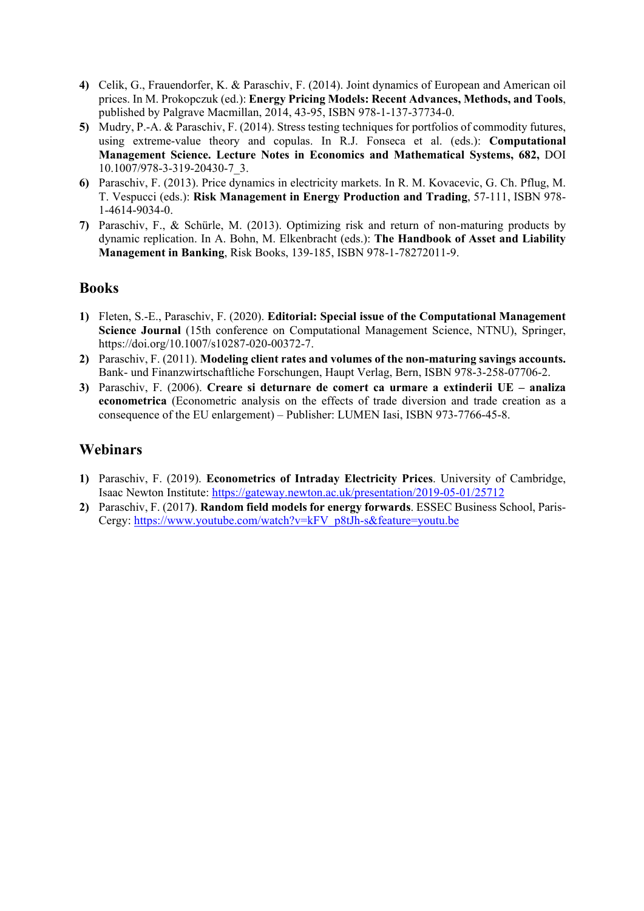4) Celik, G., Frauendorfer, K. & Paraschiv, F. (2014). Joint dynamics of European and American oil prices. In M. Prokopczuk (ed.): **Energy Pricing Models: Recent Advances, Methods, and Tools**, published by Palgrave Macmillan, 2014, 43-95, ISBN 978-1-137-37734-0.
5) Mudry, P.-A. & Paraschiv, F. (2014). Stress testing techniques for portfolios of commodity futures, using extreme-value theory and copulas. In R.J. Fonseca et al. (eds.): **Computational Management Science. Lecture Notes in Economics and Mathematical Systems, 682,** DOI 10.1007/978-3-319-20430-7_3.
6) Paraschiv, F. (2013). Price dynamics in electricity markets. In R. M. Kovacevic, G. Ch. Pflug, M. T. Vespucci (eds.): **Risk Management in Energy Production and Trading**, 57-111, ISBN 978-1-4614-9034-0.
7) Paraschiv, F., & Schürle, M. (2013). Optimizing risk and return of non-maturing products by dynamic replication. In A. Bohn, M. Elkenbracht (eds.): **The Handbook of Asset and Liability Management in Banking**, Risk Books, 139-185, ISBN 978-1-78272011-9.

## Books

1) Fleten, S.-E., Paraschiv, F. (2020). **Editorial: Special issue of the Computational Management Science Journal** (15th conference on Computational Management Science, NTNU), Springer, https://doi.org/10.1007/s10287-020-00372-7.
2) Paraschiv, F. (2011). **Modeling client rates and volumes of the non-maturing savings accounts.** Bank- und Finanzwirtschaftliche Forschungen, Haupt Verlag, Bern, ISBN 978-3-258-07706-2.
3) Paraschiv, F. (2006). **Creare si deturnare de comert ca urmare a extinderii UE – analiza econometrica** (Econometric analysis on the effects of trade diversion and trade creation as a consequence of the EU enlargement) – Publisher: LUMEN Iasi, ISBN 973-7766-45-8.

## Webinars

1) Paraschiv, F. (2019). **Econometrics of Intraday Electricity Prices**. University of Cambridge, Isaac Newton Institute: https://gateway.newton.ac.uk/presentation/2019-05-01/25712
2) Paraschiv, F. (2017**). Random field models for energy forwards**. ESSEC Business School, Paris-Cergy: https://www.youtube.com/watch?v=kFV_p8tJh-s&feature=youtu.be